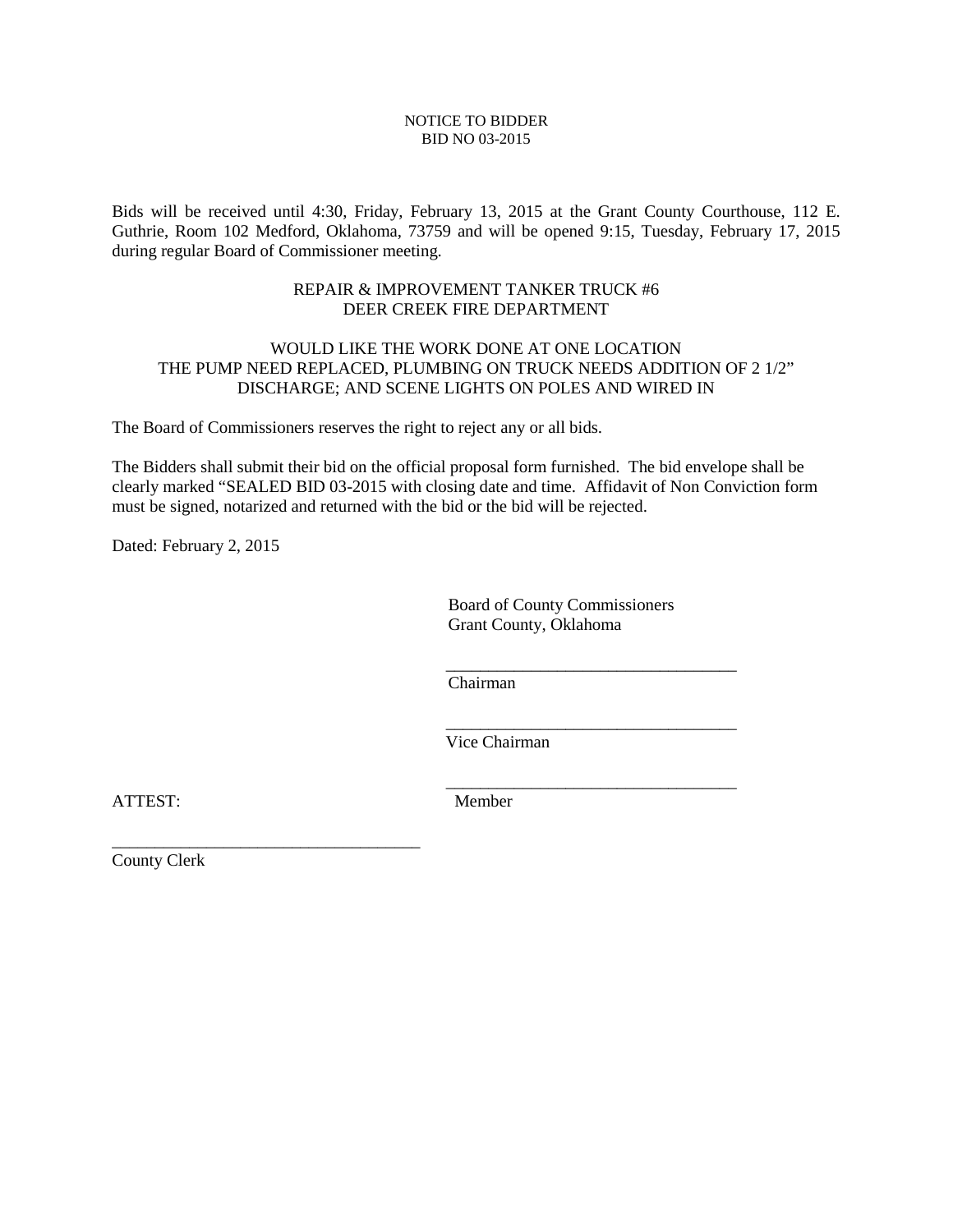NOTICE TO BIDDER
BID NO 03-2015

Bids will be received until 4:30, Friday, February 13, 2015 at the Grant County Courthouse, 112 E. Guthrie, Room 102 Medford, Oklahoma, 73759 and will be opened 9:15, Tuesday, February 17, 2015 during regular Board of Commissioner meeting.

REPAIR & IMPROVEMENT TANKER TRUCK #6
DEER CREEK FIRE DEPARTMENT

WOULD LIKE THE WORK DONE AT ONE LOCATION
THE PUMP NEED REPLACED, PLUMBING ON TRUCK NEEDS ADDITION OF 2 1/2" DISCHARGE; AND SCENE LIGHTS ON POLES AND WIRED IN

The Board of Commissioners reserves the right to reject any or all bids.

The Bidders shall submit their bid on the official proposal form furnished. The bid envelope shall be clearly marked "SEALED BID 03-2015 with closing date and time. Affidavit of Non Conviction form must be signed, notarized and returned with the bid or the bid will be rejected.

Dated: February 2, 2015

Board of County Commissioners
Grant County, Oklahoma

___________________________________
Chairman

___________________________________
Vice Chairman

___________________________________
Member

ATTEST:

___________________________________
County Clerk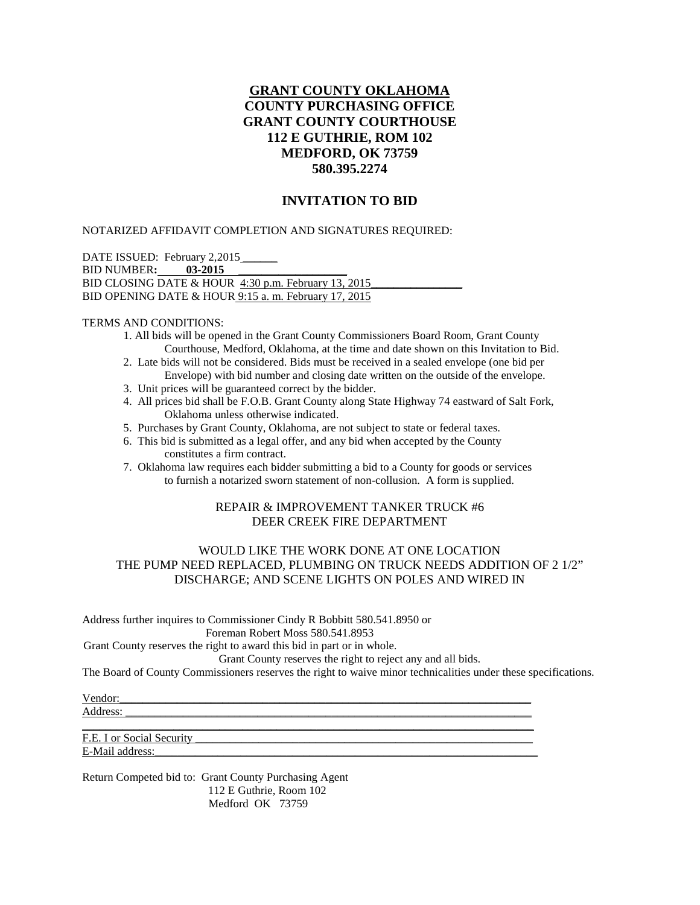**GRANT COUNTY OKLAHOMA**
**COUNTY PURCHASING OFFICE**
**GRANT COUNTY COURTHOUSE**
**112 E GUTHRIE, ROM 102**
**MEDFORD, OK 73759**
**580.395.2274**

## INVITATION TO BID

NOTARIZED AFFIDAVIT COMPLETION AND SIGNATURES REQUIRED:

DATE ISSUED: February 2,2015______
BID NUMBER: **03-2015** ___________________
BID CLOSING DATE & HOUR 4:30 p.m. February 13, 2015________________
BID OPENING DATE & HOUR 9:15 a. m. February 17, 2015

TERMS AND CONDITIONS:

1. All bids will be opened in the Grant County Commissioners Board Room, Grant County Courthouse, Medford, Oklahoma, at the time and date shown on this Invitation to Bid.
2. Late bids will not be considered. Bids must be received in a sealed envelope (one bid per Envelope) with bid number and closing date written on the outside of the envelope.
3. Unit prices will be guaranteed correct by the bidder.
4. All prices bid shall be F.O.B. Grant County along State Highway 74 eastward of Salt Fork, Oklahoma unless otherwise indicated.
5. Purchases by Grant County, Oklahoma, are not subject to state or federal taxes.
6. This bid is submitted as a legal offer, and any bid when accepted by the County constitutes a firm contract.
7. Oklahoma law requires each bidder submitting a bid to a County for goods or services to furnish a notarized sworn statement of non-collusion. A form is supplied.

REPAIR & IMPROVEMENT TANKER TRUCK #6
DEER CREEK FIRE DEPARTMENT

WOULD LIKE THE WORK DONE AT ONE LOCATION
THE PUMP NEED REPLACED, PLUMBING ON TRUCK NEEDS ADDITION OF 2 1/2" DISCHARGE; AND SCENE LIGHTS ON POLES AND WIRED IN

Address further inquires to Commissioner Cindy R Bobbitt 580.541.8950 or
Foreman Robert Moss 580.541.8953
Grant County reserves the right to award this bid in part or in whole.
Grant County reserves the right to reject any and all bids.
The Board of County Commissioners reserves the right to waive minor technicalities under these specifications.

Vendor:_______________________________________________________________
Address: ______________________________________________________________
______________________________________________________________________
F.E. I or Social Security _________________________________________________
E-Mail address:_________________________________________________________

Return Competed bid to: Grant County Purchasing Agent
112 E Guthrie, Room 102
Medford OK 73759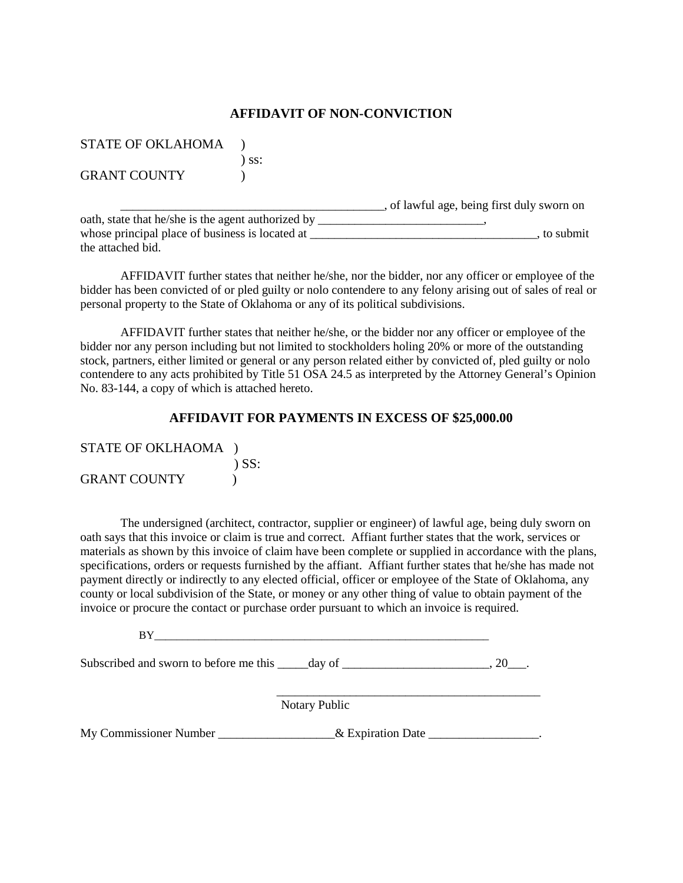## AFFIDAVIT OF NON-CONVICTION

STATE OF OKLAHOMA )
) ss:
GRANT COUNTY )

_____________________________________________, of lawful age, being first duly sworn on oath, state that he/she is the agent authorized by ____________________________, whose principal place of business is located at ______________________________________, to submit the attached bid.

AFFIDAVIT further states that neither he/she, nor the bidder, nor any officer or employee of the bidder has been convicted of or pled guilty or nolo contendere to any felony arising out of sales of real or personal property to the State of Oklahoma or any of its political subdivisions.

AFFIDAVIT further states that neither he/she, or the bidder nor any officer or employee of the bidder nor any person including but not limited to stockholders holing 20% or more of the outstanding stock, partners, either limited or general or any person related either by convicted of, pled guilty or nolo contendere to any acts prohibited by Title 51 OSA 24.5 as interpreted by the Attorney General's Opinion No. 83-144, a copy of which is attached hereto.

## AFFIDAVIT FOR PAYMENTS IN EXCESS OF $25,000.00

STATE OF OKLHAOMA )
) SS:
GRANT COUNTY )

The undersigned (architect, contractor, supplier or engineer) of lawful age, being duly sworn on oath says that this invoice or claim is true and correct. Affiant further states that the work, services or materials as shown by this invoice of claim have been complete or supplied in accordance with the plans, specifications, orders or requests furnished by the affiant. Affiant further states that he/she has made not payment directly or indirectly to any elected official, officer or employee of the State of Oklahoma, any county or local subdivision of the State, or money or any other thing of value to obtain payment of the invoice or procure the contact or purchase order pursuant to which an invoice is required.

BY____________________________________________________________

Subscribed and sworn to before me this _____day of ________________________, 20___.

_____________________________________________
Notary Public

My Commissioner Number ___________________& Expiration Date __________________.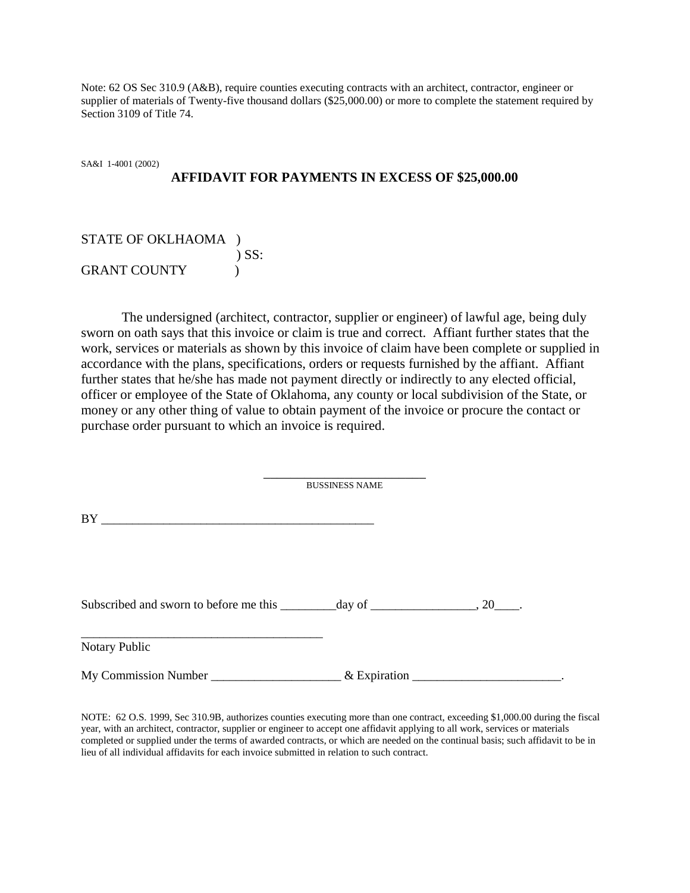Note: 62 OS Sec 310.9 (A&B), require counties executing contracts with an architect, contractor, engineer or supplier of materials of Twenty-five thousand dollars ($25,000.00) or more to complete the statement required by Section 3109 of Title 74.

SA&I 1-4001 (2002)

## AFFIDAVIT FOR PAYMENTS IN EXCESS OF $25,000.00

STATE OF OKLHAOMA )
) SS:
GRANT COUNTY )

The undersigned (architect, contractor, supplier or engineer) of lawful age, being duly sworn on oath says that this invoice or claim is true and correct. Affiant further states that the work, services or materials as shown by this invoice of claim have been complete or supplied in accordance with the plans, specifications, orders or requests furnished by the affiant. Affiant further states that he/she has made not payment directly or indirectly to any elected official, officer or employee of the State of Oklahoma, any county or local subdivision of the State, or money or any other thing of value to obtain payment of the invoice or procure the contact or purchase order pursuant to which an invoice is required.

___________________________
BUSSINESS NAME

BY ______________________________________________

Subscribed and sworn to before me this _________day of _________________, 20____.

________________________________________
Notary Public

My Commission Number _____________________ & Expiration ________________________.

NOTE: 62 O.S. 1999, Sec 310.9B, authorizes counties executing more than one contract, exceeding $1,000.00 during the fiscal year, with an architect, contractor, supplier or engineer to accept one affidavit applying to all work, services or materials completed or supplied under the terms of awarded contracts, or which are needed on the continual basis; such affidavit to be in lieu of all individual affidavits for each invoice submitted in relation to such contract.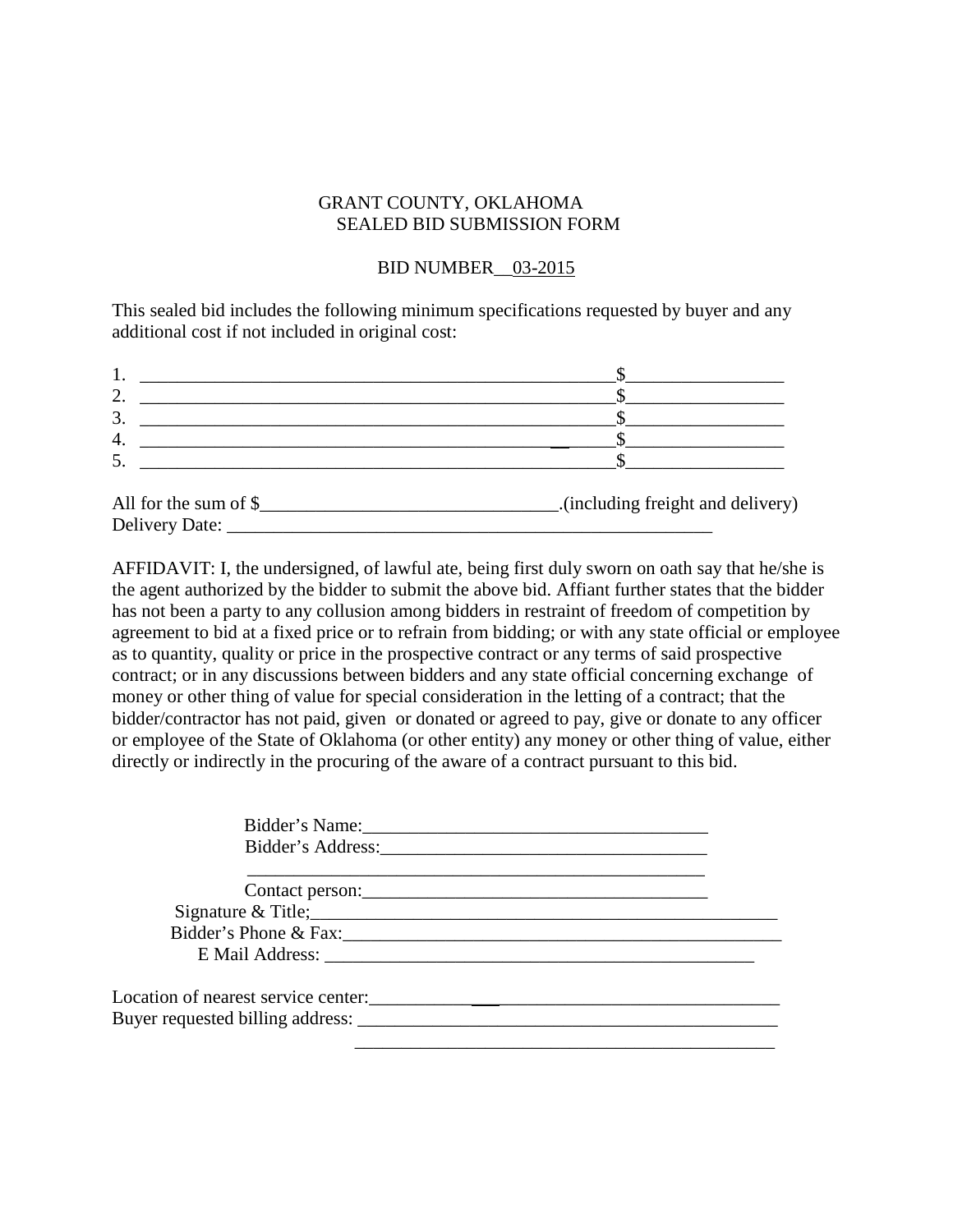GRANT COUNTY, OKLAHOMA
SEALED BID SUBMISSION FORM

BID NUMBER__03-2015

This sealed bid includes the following minimum specifications requested by buyer and any additional cost if not included in original cost:

1. _____________________________________________________$________________
2. _____________________________________________________$________________
3. _____________________________________________________$________________
4. _____________________________________________________$________________
5. _____________________________________________________$________________

All for the sum of $________________________________.(including freight and delivery)
Delivery Date: ______________________________________________________

AFFIDAVIT: I, the undersigned, of lawful ate, being first duly sworn on oath say that he/she is the agent authorized by the bidder to submit the above bid. Affiant further states that the bidder has not been a party to any collusion among bidders in restraint of freedom of competition by agreement to bid at a fixed price or to refrain from bidding; or with any state official or employee as to quantity, quality or price in the prospective contract or any terms of said prospective contract; or in any discussions between bidders and any state official concerning exchange of money or other thing of value for special consideration in the letting of a contract; that the bidder/contractor has not paid, given or donated or agreed to pay, give or donate to any officer or employee of the State of Oklahoma (or other entity) any money or other thing of value, either directly or indirectly in the procuring of the aware of a contract pursuant to this bid.

Bidder's Name:_____________________________________
Bidder's Address:___________________________________
_____________________________________________________
Contact person:_____________________________________
Signature & Title;___________________________________________________
Bidder's Phone & Fax:_________________________________________________
E Mail Address: _______________________________________________

Location of nearest service center:_________________________________________
Buyer requested billing address: ______________________________________________
_______________________________________________